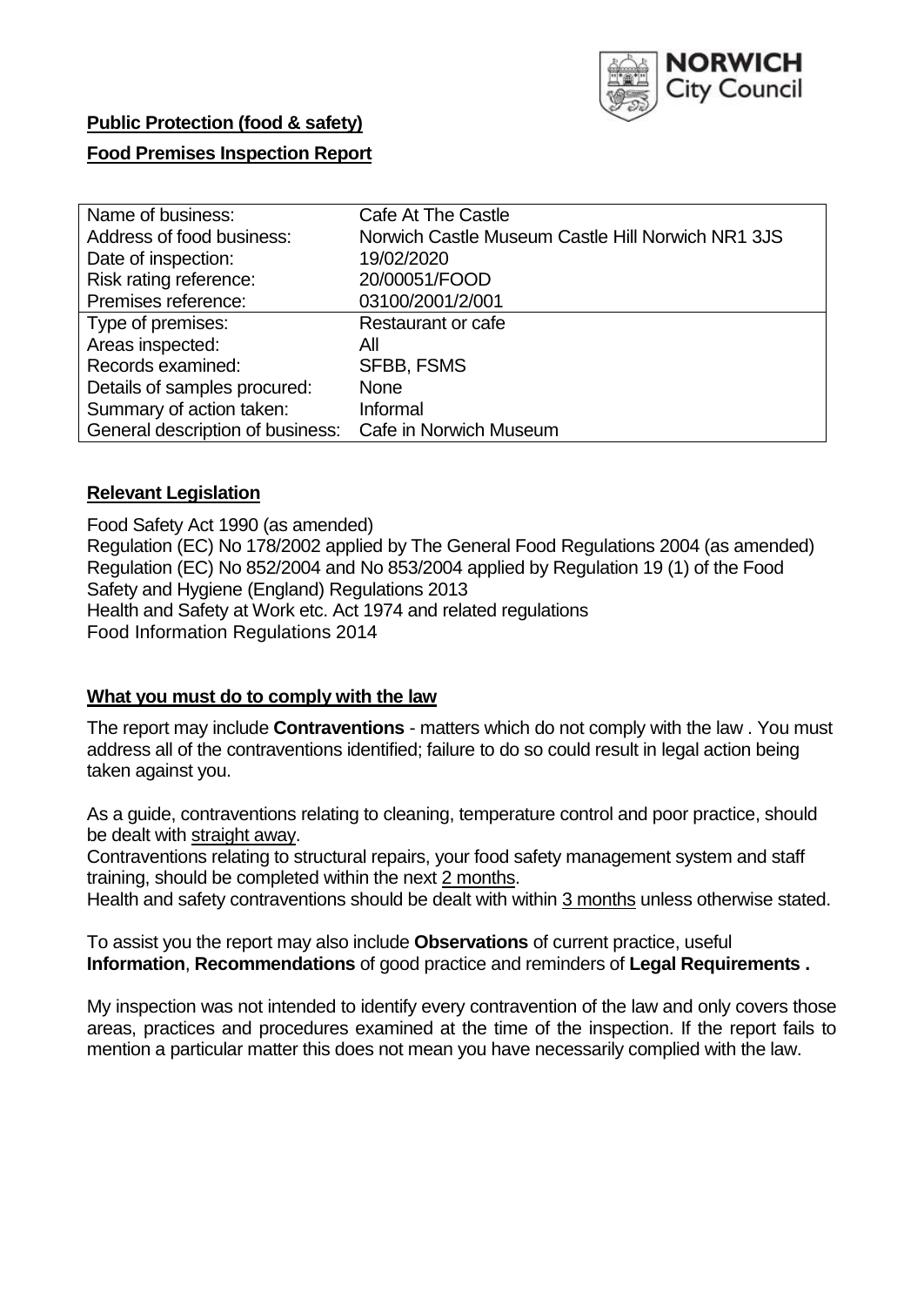**Public Protection (food & safety)**

**Food Premises Inspection Report**

| Name of business: | Cafe At The Castle |
|---|---|
| Address of food business: | Norwich Castle Museum Castle Hill Norwich NR1 3JS |
| Date of inspection: | 19/02/2020 |
| Risk rating reference: | 20/00051/FOOD |
| Premises reference: | 03100/2001/2/001 |
| Type of premises: | Restaurant or cafe |
| Areas inspected: | All |
| Records examined: | SFBB, FSMS |
| Details of samples procured: | None |
| Summary of action taken: | Informal |
| General description of business: | Cafe in Norwich Museum |

## **Relevant Legislation**

Food Safety Act 1990 (as amended)
Regulation (EC) No 178/2002 applied by The General Food Regulations 2004 (as amended)
Regulation (EC) No 852/2004 and No 853/2004 applied by Regulation 19 (1) of the Food Safety and Hygiene (England) Regulations 2013
Health and Safety at Work etc. Act 1974 and related regulations
Food Information Regulations 2014

## **What you must do to comply with the law**

The report may include **Contraventions** - matters which do not comply with the law . You must address all of the contraventions identified; failure to do so could result in legal action being taken against you.

As a guide, contraventions relating to cleaning, temperature control and poor practice, should be dealt with straight away.

Contraventions relating to structural repairs, your food safety management system and staff training, should be completed within the next 2 months.

Health and safety contraventions should be dealt with within 3 months unless otherwise stated.

To assist you the report may also include **Observations** of current practice, useful **Information**, **Recommendations** of good practice and reminders of **Legal Requirements .**

My inspection was not intended to identify every contravention of the law and only covers those areas, practices and procedures examined at the time of the inspection. If the report fails to mention a particular matter this does not mean you have necessarily complied with the law.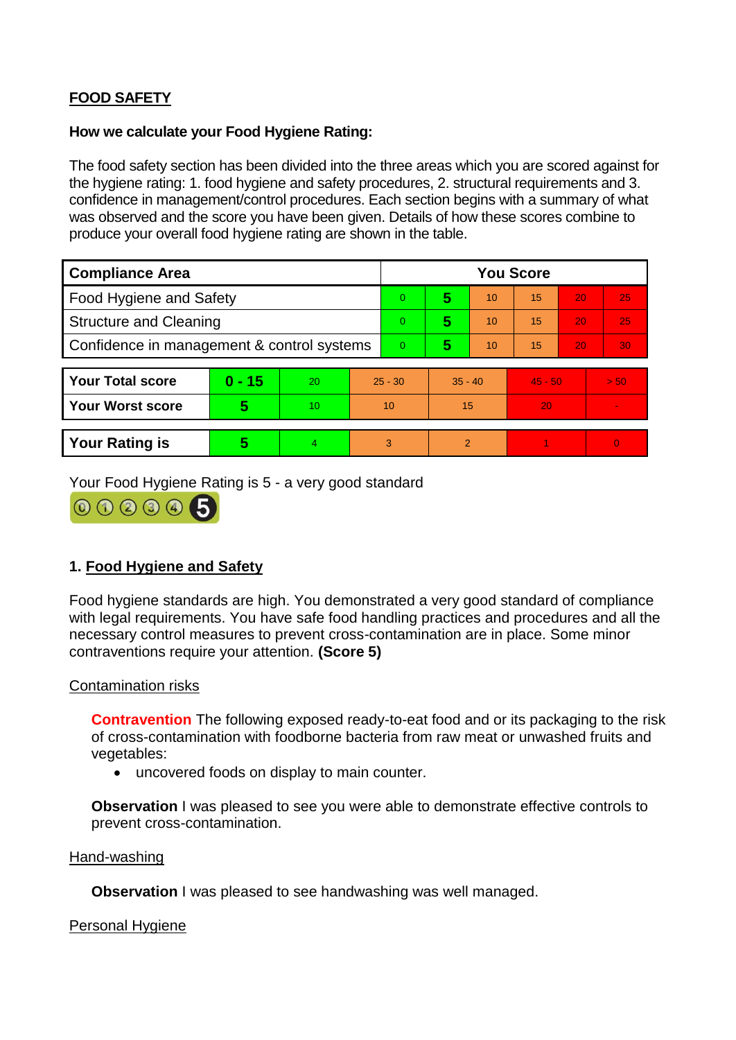## FOOD SAFETY

**How we calculate your Food Hygiene Rating:**

The food safety section has been divided into the three areas which you are scored against for the hygiene rating: 1. food hygiene and safety procedures, 2. structural requirements and 3. confidence in management/control procedures. Each section begins with a summary of what was observed and the score you have been given. Details of how these scores combine to produce your overall food hygiene rating are shown in the table.

| Compliance Area | You Score | | | | | |
|---|---|---|---|---|---|---|
| Food Hygiene and Safety | 0 | **5** | 10 | 15 | 20 | 25 |
| Structure and Cleaning | 0 | **5** | 10 | 15 | 20 | 25 |
| Confidence in management & control systems | 0 | **5** | 10 | 15 | 20 | 30 |

| | | | | | | |
|---|---|---|---|---|---|---|
| **Your Total score** | **0 - 15** | 20 | 25 - 30 | 35 - 40 | 45 - 50 | > 50 |
| **Your Worst score** | **5** | 10 | 10 | 15 | 20 | - |

| | | | | | | |
|---|---|---|---|---|---|---|
| **Your Rating is** | **5** | 4 | 3 | 2 | 1 | 0 |

Your Food Hygiene Rating is 5 - a very good standard

## 1. Food Hygiene and Safety

Food hygiene standards are high. You demonstrated a very good standard of compliance with legal requirements. You have safe food handling practices and procedures and all the necessary control measures to prevent cross-contamination are in place. Some minor contraventions require your attention. **(Score 5)**

### Contamination risks

**Contravention** The following exposed ready-to-eat food and or its packaging to the risk of cross-contamination with foodborne bacteria from raw meat or unwashed fruits and vegetables:

- uncovered foods on display to main counter.

**Observation** I was pleased to see you were able to demonstrate effective controls to prevent cross-contamination.

### Hand-washing

**Observation** I was pleased to see handwashing was well managed.

### Personal Hygiene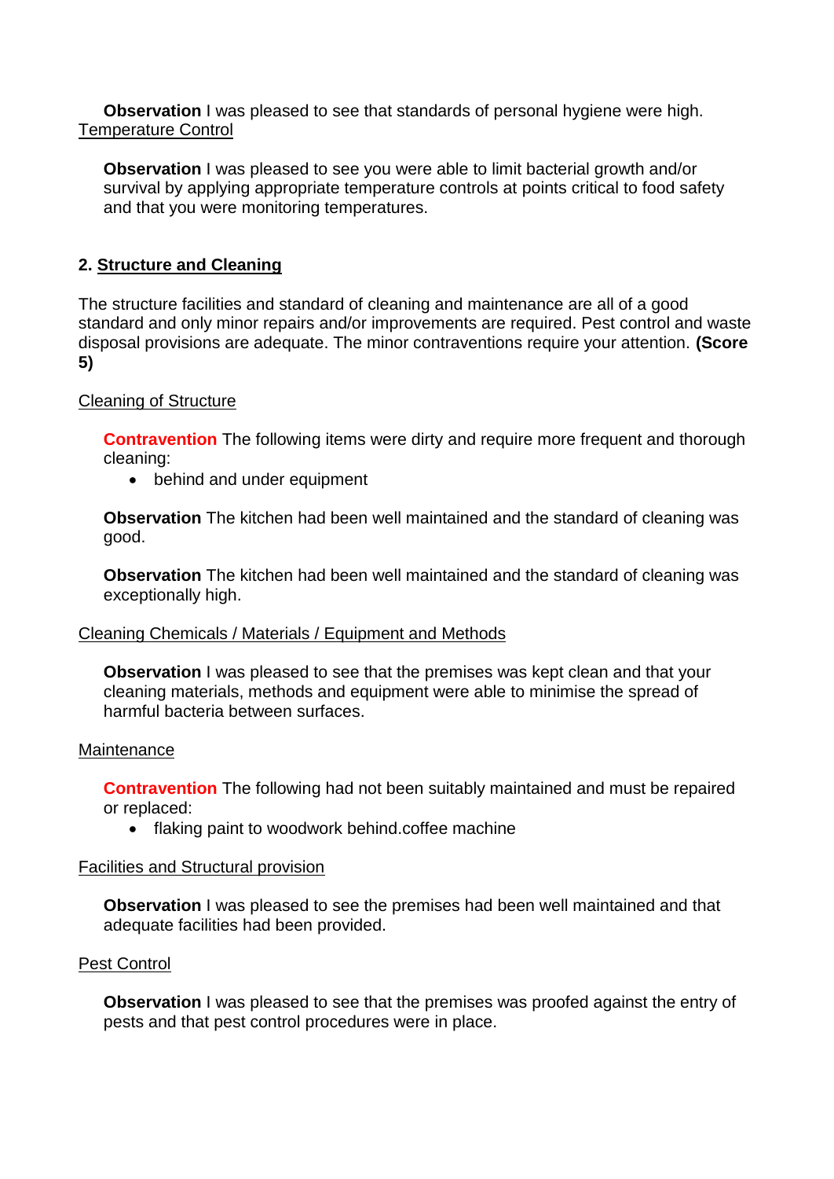**Observation** I was pleased to see that standards of personal hygiene were high.

Temperature Control

**Observation** I was pleased to see you were able to limit bacterial growth and/or survival by applying appropriate temperature controls at points critical to food safety and that you were monitoring temperatures.

## 2. Structure and Cleaning

The structure facilities and standard of cleaning and maintenance are all of a good standard and only minor repairs and/or improvements are required. Pest control and waste disposal provisions are adequate. The minor contraventions require your attention. **(Score 5)**

Cleaning of Structure

**Contravention** The following items were dirty and require more frequent and thorough cleaning:

- behind and under equipment

**Observation** The kitchen had been well maintained and the standard of cleaning was good.

**Observation** The kitchen had been well maintained and the standard of cleaning was exceptionally high.

Cleaning Chemicals / Materials / Equipment and Methods

**Observation** I was pleased to see that the premises was kept clean and that your cleaning materials, methods and equipment were able to minimise the spread of harmful bacteria between surfaces.

Maintenance

**Contravention** The following had not been suitably maintained and must be repaired or replaced:

- flaking paint to woodwork behind.coffee machine

Facilities and Structural provision

**Observation** I was pleased to see the premises had been well maintained and that adequate facilities had been provided.

Pest Control

**Observation** I was pleased to see that the premises was proofed against the entry of pests and that pest control procedures were in place.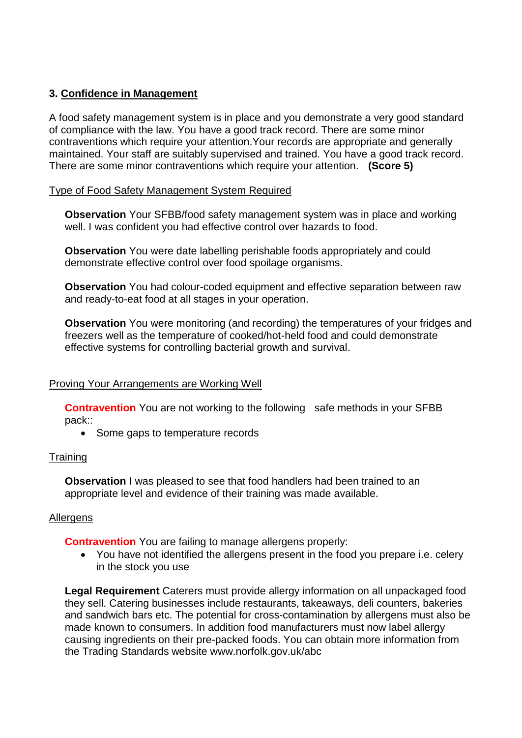### 3. Confidence in Management

A food safety management system is in place and you demonstrate a very good standard of compliance with the law. You have a good track record. There are some minor contraventions which require your attention.Your records are appropriate and generally maintained. Your staff are suitably supervised and trained. You have a good track record. There are some minor contraventions which require your attention. **(Score 5)**

Type of Food Safety Management System Required

**Observation** Your SFBB/food safety management system was in place and working well. I was confident you had effective control over hazards to food.

**Observation** You were date labelling perishable foods appropriately and could demonstrate effective control over food spoilage organisms.

**Observation** You had colour-coded equipment and effective separation between raw and ready-to-eat food at all stages in your operation.

**Observation** You were monitoring (and recording) the temperatures of your fridges and freezers well as the temperature of cooked/hot-held food and could demonstrate effective systems for controlling bacterial growth and survival.

Proving Your Arrangements are Working Well

**Contravention** You are not working to the following safe methods in your SFBB pack::

- Some gaps to temperature records

Training

**Observation** I was pleased to see that food handlers had been trained to an appropriate level and evidence of their training was made available.

Allergens

**Contravention** You are failing to manage allergens properly:

- You have not identified the allergens present in the food you prepare i.e. celery in the stock you use

**Legal Requirement** Caterers must provide allergy information on all unpackaged food they sell. Catering businesses include restaurants, takeaways, deli counters, bakeries and sandwich bars etc. The potential for cross-contamination by allergens must also be made known to consumers. In addition food manufacturers must now label allergy causing ingredients on their pre-packed foods. You can obtain more information from the Trading Standards website www.norfolk.gov.uk/abc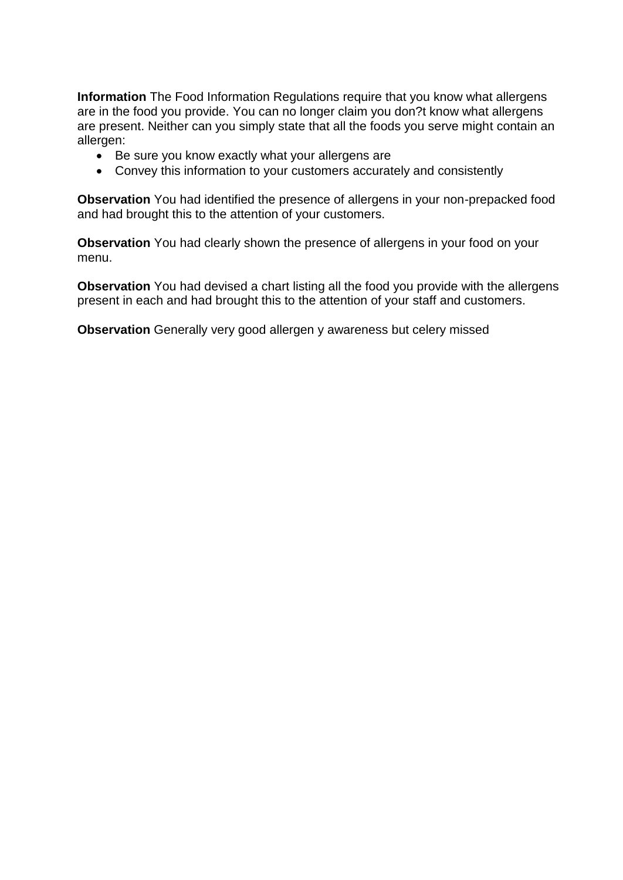**Information** The Food Information Regulations require that you know what allergens are in the food you provide. You can no longer claim you don?t know what allergens are present. Neither can you simply state that all the foods you serve might contain an allergen:

- Be sure you know exactly what your allergens are
- Convey this information to your customers accurately and consistently

**Observation** You had identified the presence of allergens in your non-prepacked food and had brought this to the attention of your customers.

**Observation** You had clearly shown the presence of allergens in your food on your menu.

**Observation** You had devised a chart listing all the food you provide with the allergens present in each and had brought this to the attention of your staff and customers.

**Observation** Generally very good allergen y awareness but celery missed